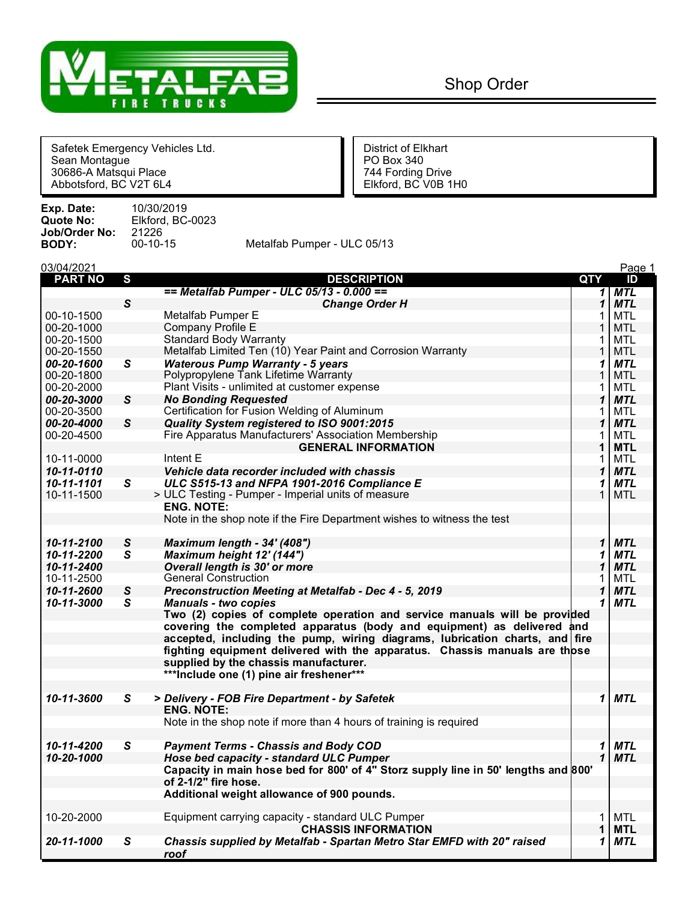METALFAB FIRE TRUCKS

# Shop Order

| | |
|---|---|
| Safetek Emergency Vehicles Ltd.<br>Sean Montague<br>30686-A Matsqui Place<br>Abbotsford, BC V2T 6L4 | District of Elkhart<br>PO Box 340<br>744 Fording Drive<br>Elkford, BC V0B 1H0 |

**Exp. Date:** 10/30/2019
**Quote No:** Elkford, BC-0023
**Job/Order No:** 21226
**BODY:** 00-10-15 Metalfab Pumper - ULC 05/13

03/04/2021

| PART NO | S | DESCRIPTION | QTY | ID |
|---|---|---|---|---|
| | | ***== Metalfab Pumper - ULC 05/13 - 0.000 ==*** | ***1*** | ***MTL*** |
| | ***S*** | ***Change Order H*** | ***1*** | ***MTL*** |
| 00-10-1500 | | Metalfab Pumper E | 1 | MTL |
| 00-20-1000 | | Company Profile E | 1 | MTL |
| 00-20-1500 | | Standard Body Warranty | 1 | MTL |
| 00-20-1550 | | Metalfab Limited Ten (10) Year Paint and Corrosion Warranty | 1 | MTL |
| ***00-20-1600*** | ***S*** | ***Waterous Pump Warranty - 5 years*** | ***1*** | ***MTL*** |
| 00-20-1800 | | Polypropylene Tank Lifetime Warranty | 1 | MTL |
| 00-20-2000 | | Plant Visits - unlimited at customer expense | 1 | MTL |
| ***00-20-3000*** | ***S*** | ***No Bonding Requested*** | ***1*** | ***MTL*** |
| 00-20-3500 | | Certification for Fusion Welding of Aluminum | 1 | MTL |
| ***00-20-4000*** | ***S*** | ***Quality System registered to ISO 9001:2015*** | ***1*** | ***MTL*** |
| 00-20-4500 | | Fire Apparatus Manufacturers' Association Membership | 1 | MTL |
| | | **GENERAL INFORMATION** | **1** | **MTL** |
| 10-11-0000 | | Intent E | 1 | MTL |
| ***10-11-0110*** | | ***Vehicle data recorder included with chassis*** | ***1*** | ***MTL*** |
| ***10-11-1101*** | ***S*** | ***ULC S515-13 and NFPA 1901-2016 Compliance E*** | ***1*** | ***MTL*** |
| 10-11-1500 | | > ULC Testing - Pumper - Imperial units of measure | 1 | MTL |
| | | **ENG. NOTE:**<br>Note in the shop note if the Fire Department wishes to witness the test | | |
| ***10-11-2100*** | ***S*** | ***Maximum length - 34' (408")*** | ***1*** | ***MTL*** |
| ***10-11-2200*** | ***S*** | ***Maximum height 12' (144")*** | ***1*** | ***MTL*** |
| ***10-11-2400*** | | ***Overall length is 30' or more*** | ***1*** | ***MTL*** |
| 10-11-2500 | | General Construction | 1 | MTL |
| ***10-11-2600*** | ***S*** | ***Preconstruction Meeting at Metalfab - Dec 4 - 5, 2019*** | ***1*** | ***MTL*** |
| ***10-11-3000*** | ***S*** | ***Manuals - two copies*** | ***1*** | ***MTL*** |
| | | **Two (2) copies of complete operation and service manuals will be provided covering the completed apparatus (body and equipment) as delivered and accepted, including the pump, wiring diagrams, lubrication charts, and fire fighting equipment delivered with the apparatus. Chassis manuals are those supplied by the chassis manufacturer.**<br>**\*\*\*Include one (1) pine air freshener\*\*\*** | | |
| ***10-11-3600*** | ***S*** | ***> Delivery - FOB Fire Department - by Safetek*** | ***1*** | ***MTL*** |
| | | **ENG. NOTE:**<br>Note in the shop note if more than 4 hours of training is required | | |
| ***10-11-4200*** | ***S*** | ***Payment Terms - Chassis and Body COD*** | ***1*** | ***MTL*** |
| ***10-20-1000*** | | ***Hose bed capacity - standard ULC Pumper*** | ***1*** | ***MTL*** |
| | | **Capacity in main hose bed for 800' of 4" Storz supply line in 50' lengths and 800' of 2-1/2" fire hose.**<br>**Additional weight allowance of 900 pounds.** | | |
| 10-20-2000 | | Equipment carrying capacity - standard ULC Pumper | 1 | MTL |
| | | **CHASSIS INFORMATION** | **1** | **MTL** |
| ***20-11-1000*** | ***S*** | ***Chassis supplied by Metalfab - Spartan Metro Star EMFD with 20" raised roof*** | ***1*** | ***MTL*** |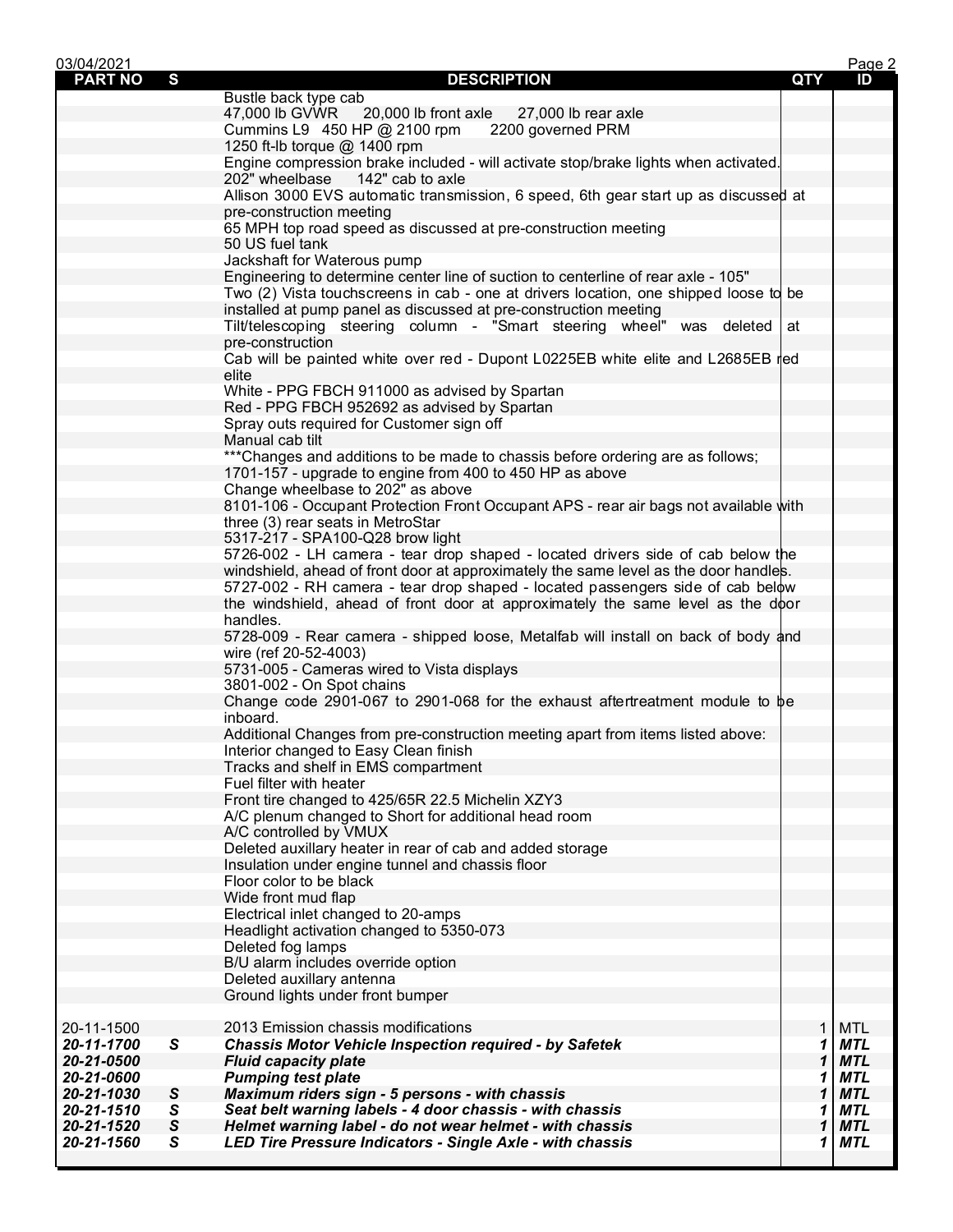| PART NO | S | DESCRIPTION | QTY | ID |
|---|---|---|---|---|
| | | Bustle back type cab | | |
| | | 47,000 lb GVWR 20,000 lb front axle 27,000 lb rear axle | | |
| | | Cummins L9 450 HP @ 2100 rpm 2200 governed PRM | | |
| | | 1250 ft-lb torque @ 1400 rpm | | |
| | | Engine compression brake included - will activate stop/brake lights when activated. | | |
| | | 202" wheelbase 142" cab to axle | | |
| | | Allison 3000 EVS automatic transmission, 6 speed, 6th gear start up as discussed at pre-construction meeting | | |
| | | 65 MPH top road speed as discussed at pre-construction meeting | | |
| | | 50 US fuel tank | | |
| | | Jackshaft for Waterous pump | | |
| | | Engineering to determine center line of suction to centerline of rear axle - 105" | | |
| | | Two (2) Vista touchscreens in cab - one at drivers location, one shipped loose to be installed at pump panel as discussed at pre-construction meeting | | |
| | | Tilt/telescoping steering column - "Smart steering wheel" was deleted at pre-construction | | |
| | | Cab will be painted white over red - Dupont L0225EB white elite and L2685EB red elite | | |
| | | White - PPG FBCH 911000 as advised by Spartan | | |
| | | Red - PPG FBCH 952692 as advised by Spartan | | |
| | | Spray outs required for Customer sign off | | |
| | | Manual cab tilt | | |
| | | ***Changes and additions to be made to chassis before ordering are as follows; | | |
| | | 1701-157 - upgrade to engine from 400 to 450 HP as above | | |
| | | Change wheelbase to 202" as above | | |
| | | 8101-106 - Occupant Protection Front Occupant APS - rear air bags not available with three (3) rear seats in MetroStar | | |
| | | 5317-217 - SPA100-Q28 brow light | | |
| | | 5726-002 - LH camera - tear drop shaped - located drivers side of cab below the windshield, ahead of front door at approximately the same level as the door handles. | | |
| | | 5727-002 - RH camera - tear drop shaped - located passengers side of cab below the windshield, ahead of front door at approximately the same level as the door handles. | | |
| | | 5728-009 - Rear camera - shipped loose, Metalfab will install on back of body and wire (ref 20-52-4003) | | |
| | | 5731-005 - Cameras wired to Vista displays | | |
| | | 3801-002 - On Spot chains | | |
| | | Change code 2901-067 to 2901-068 for the exhaust aftertreatment module to be inboard. | | |
| | | Additional Changes from pre-construction meeting apart from items listed above: | | |
| | | Interior changed to Easy Clean finish | | |
| | | Tracks and shelf in EMS compartment | | |
| | | Fuel filter with heater | | |
| | | Front tire changed to 425/65R 22.5 Michelin XZY3 | | |
| | | A/C plenum changed to Short for additional head room | | |
| | | A/C controlled by VMUX | | |
| | | Deleted auxillary heater in rear of cab and added storage | | |
| | | Insulation under engine tunnel and chassis floor | | |
| | | Floor color to be black | | |
| | | Wide front mud flap | | |
| | | Electrical inlet changed to 20-amps | | |
| | | Headlight activation changed to 5350-073 | | |
| | | Deleted fog lamps | | |
| | | B/U alarm includes override option | | |
| | | Deleted auxillary antenna | | |
| | | Ground lights under front bumper | | |
| 20-11-1500 | | 2013 Emission chassis modifications | 1 | MTL |
| ***20-11-1700*** | ***S*** | ***Chassis Motor Vehicle Inspection required - by Safetek*** | ***1*** | ***MTL*** |
| ***20-21-0500*** | | ***Fluid capacity plate*** | ***1*** | ***MTL*** |
| ***20-21-0600*** | | ***Pumping test plate*** | ***1*** | ***MTL*** |
| ***20-21-1030*** | ***S*** | ***Maximum riders sign - 5 persons - with chassis*** | ***1*** | ***MTL*** |
| ***20-21-1510*** | ***S*** | ***Seat belt warning labels - 4 door chassis - with chassis*** | ***1*** | ***MTL*** |
| ***20-21-1520*** | ***S*** | ***Helmet warning label - do not wear helmet - with chassis*** | ***1*** | ***MTL*** |
| ***20-21-1560*** | ***S*** | ***LED Tire Pressure Indicators - Single Axle - with chassis*** | ***1*** | ***MTL*** |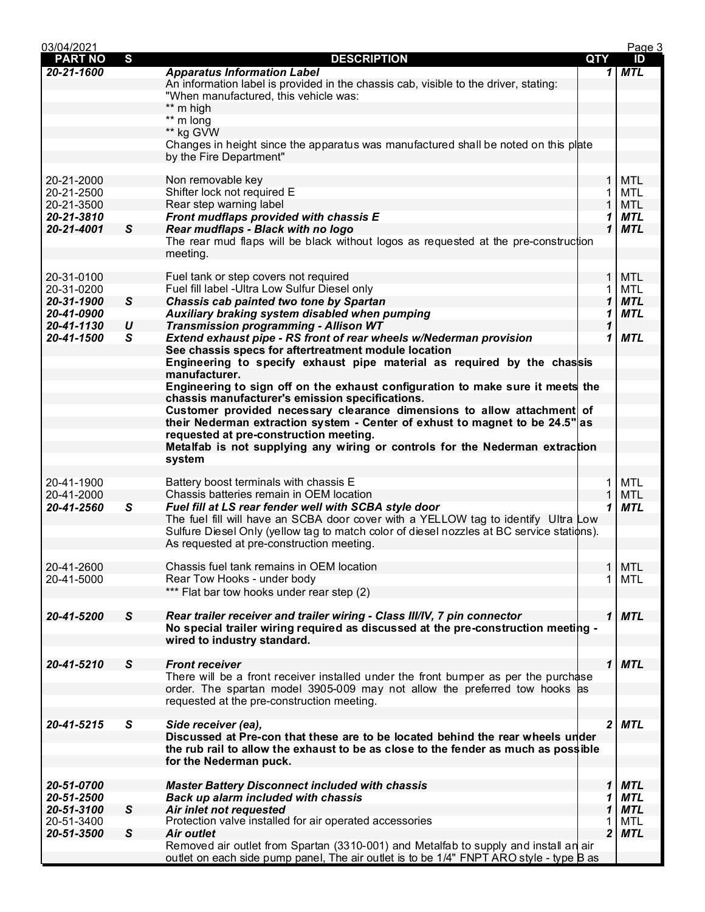| PART NO | S | DESCRIPTION | QTY | ID |
|---|---|---|---|---|
| ***20-21-1600*** | | ***Apparatus Information Label*** | ***1*** | ***MTL*** |
| | | An information label is provided in the chassis cab, visible to the driver, stating: | | |
| | | "When manufactured, this vehicle was: | | |
| | | ** m high | | |
| | | ** m long | | |
| | | ** kg GVW | | |
| | | Changes in height since the apparatus was manufactured shall be noted on this plate by the Fire Department" | | |
| 20-21-2000 | | Non removable key | 1 | MTL |
| 20-21-2500 | | Shifter lock not required E | 1 | MTL |
| 20-21-3500 | | Rear step warning label | 1 | MTL |
| ***20-21-3810*** | | ***Front mudflaps provided with chassis E*** | ***1*** | ***MTL*** |
| ***20-21-4001*** | ***S*** | ***Rear mudflaps - Black with no logo*** | ***1*** | ***MTL*** |
| | | The rear mud flaps will be black without logos as requested at the pre-construction meeting. | | |
| 20-31-0100 | | Fuel tank or step covers not required | 1 | MTL |
| 20-31-0200 | | Fuel fill label -Ultra Low Sulfur Diesel only | 1 | MTL |
| ***20-31-1900*** | ***S*** | ***Chassis cab painted two tone by Spartan*** | ***1*** | ***MTL*** |
| ***20-41-0900*** | | ***Auxiliary braking system disabled when pumping*** | ***1*** | ***MTL*** |
| ***20-41-1130*** | ***U*** | ***Transmission programming - Allison WT*** | ***1*** | |
| ***20-41-1500*** | ***S*** | ***Extend exhaust pipe - RS front of rear wheels w/Nederman provision*** | ***1*** | ***MTL*** |
| | | **See chassis specs for aftertreatment module location** | | |
| | | **Engineering to specify exhaust pipe material as required by the chassis manufacturer.** | | |
| | | **Engineering to sign off on the exhaust configuration to make sure it meets the chassis manufacturer's emission specifications.** | | |
| | | **Customer provided necessary clearance dimensions to allow attachment of their Nederman extraction system - Center of exhust to magnet to be 24.5" as requested at pre-construction meeting.** | | |
| | | **Metalfab is not supplying any wiring or controls for the Nederman extraction system** | | |
| 20-41-1900 | | Battery boost terminals with chassis E | 1 | MTL |
| 20-41-2000 | | Chassis batteries remain in OEM location | 1 | MTL |
| ***20-41-2560*** | ***S*** | ***Fuel fill at LS rear fender well with SCBA style door*** | ***1*** | ***MTL*** |
| | | The fuel fill will have an SCBA door cover with a YELLOW tag to identify Ultra Low Sulfure Diesel Only (yellow tag to match color of diesel nozzles at BC service stations). As requested at pre-construction meeting. | | |
| 20-41-2600 | | Chassis fuel tank remains in OEM location | 1 | MTL |
| 20-41-5000 | | Rear Tow Hooks - under body | 1 | MTL |
| | | *** Flat bar tow hooks under rear step (2) | | |
| ***20-41-5200*** | ***S*** | ***Rear trailer receiver and trailer wiring - Class III/IV, 7 pin connector*** | ***1*** | ***MTL*** |
| | | **No special trailer wiring required as discussed at the pre-construction meeting - wired to industry standard.** | | |
| ***20-41-5210*** | ***S*** | ***Front receiver*** | ***1*** | ***MTL*** |
| | | There will be a front receiver installed under the front bumper as per the purchase order. The spartan model 3905-009 may not allow the preferred tow hooks as requested at the pre-construction meeting. | | |
| ***20-41-5215*** | ***S*** | ***Side receiver (ea),*** | ***2*** | ***MTL*** |
| | | **Discussed at Pre-con that these are to be located behind the rear wheels under the rub rail to allow the exhaust to be as close to the fender as much as possible for the Nederman puck.** | | |
| ***20-51-0700*** | | ***Master Battery Disconnect included with chassis*** | ***1*** | ***MTL*** |
| ***20-51-2500*** | | ***Back up alarm included with chassis*** | ***1*** | ***MTL*** |
| ***20-51-3100*** | ***S*** | ***Air inlet not requested*** | ***1*** | ***MTL*** |
| 20-51-3400 | | Protection valve installed for air operated accessories | 1 | MTL |
| ***20-51-3500*** | ***S*** | ***Air outlet*** | ***2*** | ***MTL*** |
| | | Removed air outlet from Spartan (3310-001) and Metalfab to supply and install an air outlet on each side pump panel, The air outlet is to be 1/4" FNPT ARO style - type B as | | |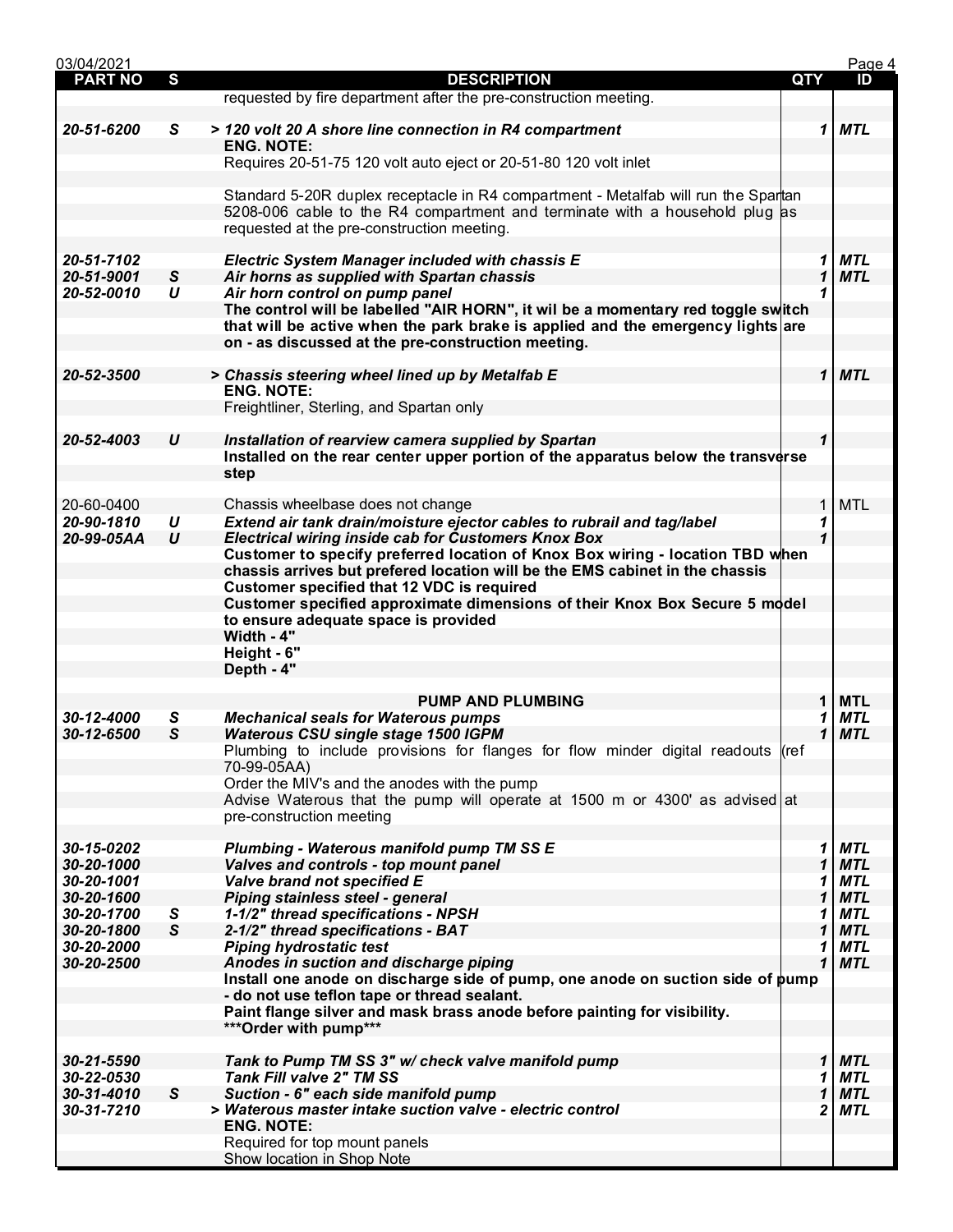| PART NO | S | DESCRIPTION | QTY | ID |
|---|---|---|---|---|
| | | requested by fire department after the pre-construction meeting. | | |
| *20-51-6200* | *S* | *> 120 volt 20 A shore line connection in R4 compartment* | *1* | *MTL* |
| | | **ENG. NOTE:** | | |
| | | Requires 20-51-75 120 volt auto eject or 20-51-80 120 volt inlet | | |
| | | Standard 5-20R duplex receptacle in R4 compartment - Metalfab will run the Spartan 5208-006 cable to the R4 compartment and terminate with a household plug as requested at the pre-construction meeting. | | |
| *20-51-7102* | | *Electric System Manager included with chassis E* | *1* | *MTL* |
| *20-51-9001* | *S* | *Air horns as supplied with Spartan chassis* | *1* | *MTL* |
| *20-52-0010* | *U* | *Air horn control on pump panel* | *1* | |
| | | **The control will be labelled "AIR HORN", it wil be a momentary red toggle switch that will be active when the park brake is applied and the emergency lights are on - as discussed at the pre-construction meeting.** | | |
| *20-52-3500* | | *> Chassis steering wheel lined up by Metalfab E* | *1* | *MTL* |
| | | **ENG. NOTE:** | | |
| | | Freightliner, Sterling, and Spartan only | | |
| *20-52-4003* | *U* | *Installation of rearview camera supplied by Spartan* | *1* | |
| | | **Installed on the rear center upper portion of the apparatus below the transverse step** | | |
| 20-60-0400 | | Chassis wheelbase does not change | 1 | MTL |
| *20-90-1810* | *U* | *Extend air tank drain/moisture ejector cables to rubrail and tag/label* | *1* | |
| *20-99-05AA* | *U* | *Electrical wiring inside cab for Customers Knox Box* | *1* | |
| | | **Customer to specify preferred location of Knox Box wiring - location TBD when chassis arrives but prefered location will be the EMS cabinet in the chassis** | | |
| | | **Customer specified that 12 VDC is required** | | |
| | | **Customer specified approximate dimensions of their Knox Box Secure 5 model to ensure adequate space is provided** | | |
| | | **Width - 4"** | | |
| | | **Height - 6"** | | |
| | | **Depth - 4"** | | |
| | | **PUMP AND PLUMBING** | **1** | **MTL** |
| *30-12-4000* | *S* | *Mechanical seals for Waterous pumps* | *1* | *MTL* |
| *30-12-6500* | *S* | *Waterous CSU single stage 1500 IGPM* | *1* | *MTL* |
| | | Plumbing to include provisions for flanges for flow minder digital readouts (ref 70-99-05AA) | | |
| | | Order the MIV's and the anodes with the pump | | |
| | | Advise Waterous that the pump will operate at 1500 m or 4300' as advised at pre-construction meeting | | |
| *30-15-0202* | | *Plumbing - Waterous manifold pump TM SS E* | *1* | *MTL* |
| *30-20-1000* | | *Valves and controls - top mount panel* | *1* | *MTL* |
| *30-20-1001* | | *Valve brand not specified E* | *1* | *MTL* |
| *30-20-1600* | | *Piping stainless steel - general* | *1* | *MTL* |
| *30-20-1700* | *S* | *1-1/2" thread specifications - NPSH* | *1* | *MTL* |
| *30-20-1800* | *S* | *2-1/2" thread specifications - BAT* | *1* | *MTL* |
| *30-20-2000* | | *Piping hydrostatic test* | *1* | *MTL* |
| *30-20-2500* | | *Anodes in suction and discharge piping* | *1* | *MTL* |
| | | **Install one anode on discharge side of pump, one anode on suction side of pump - do not use teflon tape or thread sealant.** | | |
| | | **Paint flange silver and mask brass anode before painting for visibility.** | | |
| | | **\*\*\*Order with pump\*\*\*** | | |
| *30-21-5590* | | *Tank to Pump TM SS 3" w/ check valve manifold pump* | *1* | *MTL* |
| *30-22-0530* | | *Tank Fill valve 2" TM SS* | *1* | *MTL* |
| *30-31-4010* | *S* | *Suction - 6" each side manifold pump* | *1* | *MTL* |
| *30-31-7210* | | *> Waterous master intake suction valve - electric control* | *2* | *MTL* |
| | | **ENG. NOTE:** | | |
| | | Required for top mount panels | | |
| | | Show location in Shop Note | | |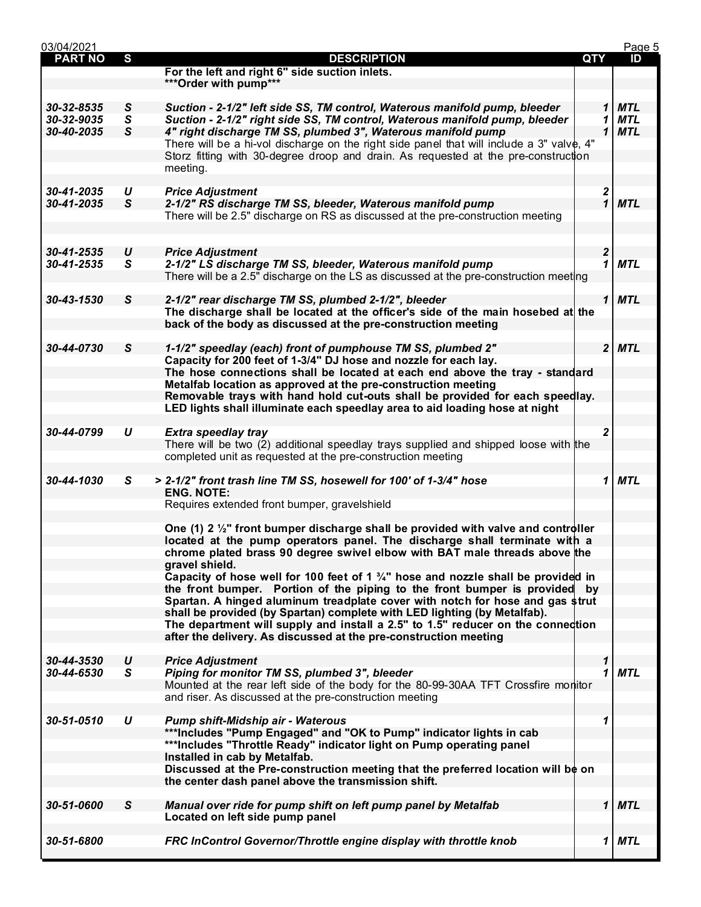| PART NO | S | DESCRIPTION | QTY | ID |
|---|---|---|---|---|
| | | **For the left and right 6" side suction inlets.** | | |
| | | **\*\*\*Order with pump\*\*\*** | | |
| | | | | |
| *30-32-8535* | *S* | *Suction - 2-1/2" left side SS, TM control, Waterous manifold pump, bleeder* | *1* | *MTL* |
| *30-32-9035* | *S* | *Suction - 2-1/2" right side SS, TM control, Waterous manifold pump, bleeder* | *1* | *MTL* |
| *30-40-2035* | *S* | *4" right discharge TM SS, plumbed 3", Waterous manifold pump* | *1* | *MTL* |
| | | There will be a hi-vol discharge on the right side panel that will include a 3" valve, 4" Storz fitting with 30-degree droop and drain. As requested at the pre-construction meeting. | | |
| | | | | |
| *30-41-2035* | *U* | *Price Adjustment* | *2* | |
| *30-41-2035* | *S* | *2-1/2" RS discharge TM SS, bleeder, Waterous manifold pump* | *1* | *MTL* |
| | | There will be 2.5" discharge on RS as discussed at the pre-construction meeting | | |
| | | | | |
| *30-41-2535* | *U* | *Price Adjustment* | *2* | |
| *30-41-2535* | *S* | *2-1/2" LS discharge TM SS, bleeder, Waterous manifold pump* | *1* | *MTL* |
| | | There will be a 2.5" discharge on the LS as discussed at the pre-construction meeting | | |
| | | | | |
| *30-43-1530* | *S* | *2-1/2" rear discharge TM SS, plumbed 2-1/2", bleeder* | *1* | *MTL* |
| | | **The discharge shall be located at the officer's side of the main hosebed at the back of the body as discussed at the pre-construction meeting** | | |
| | | | | |
| *30-44-0730* | *S* | *1-1/2" speedlay (each) front of pumphouse TM SS, plumbed 2"* | *2* | *MTL* |
| | | **Capacity for 200 feet of 1-3/4" DJ hose and nozzle for each lay.** | | |
| | | **The hose connections shall be located at each end above the tray - standard Metalfab location as approved at the pre-construction meeting** | | |
| | | **Removable trays with hand hold cut-outs shall be provided for each speedlay.** | | |
| | | **LED lights shall illuminate each speedlay area to aid loading hose at night** | | |
| | | | | |
| *30-44-0799* | *U* | *Extra speedlay tray* | *2* | |
| | | There will be two (2) additional speedlay trays supplied and shipped loose with the completed unit as requested at the pre-construction meeting | | |
| | | | | |
| *30-44-1030* | *S* | *> 2-1/2" front trash line TM SS, hosewell for 100' of 1-3/4" hose* | *1* | *MTL* |
| | | **ENG. NOTE:** | | |
| | | Requires extended front bumper, gravelshield | | |
| | | | | |
| | | **One (1) 2 ½" front bumper discharge shall be provided with valve and controller located at the pump operators panel. The discharge shall terminate with a chrome plated brass 90 degree swivel elbow with BAT male threads above the gravel shield.** | | |
| | | **Capacity of hose well for 100 feet of 1 ¾" hose and nozzle shall be provided in the front bumper. Portion of the piping to the front bumper is provided by Spartan. A hinged aluminum treadplate cover with notch for hose and gas strut shall be provided (by Spartan) complete with LED lighting (by Metalfab).** | | |
| | | **The department will supply and install a 2.5" to 1.5" reducer on the connection after the delivery. As discussed at the pre-construction meeting** | | |
| | | | | |
| *30-44-3530* | *U* | *Price Adjustment* | *1* | |
| *30-44-6530* | *S* | *Piping for monitor TM SS, plumbed 3", bleeder* | *1* | *MTL* |
| | | Mounted at the rear left side of the body for the 80-99-30AA TFT Crossfire monitor and riser. As discussed at the pre-construction meeting | | |
| | | | | |
| *30-51-0510* | *U* | *Pump shift-Midship air - Waterous* | *1* | |
| | | **\*\*\*Includes "Pump Engaged" and "OK to Pump" indicator lights in cab** | | |
| | | **\*\*\*Includes "Throttle Ready" indicator light on Pump operating panel** | | |
| | | **Installed in cab by Metalfab.** | | |
| | | **Discussed at the Pre-construction meeting that the preferred location will be on the center dash panel above the transmission shift.** | | |
| | | | | |
| *30-51-0600* | *S* | *Manual over ride for pump shift on left pump panel by Metalfab* | *1* | *MTL* |
| | | **Located on left side pump panel** | | |
| | | | | |
| *30-51-6800* | | *FRC InControl Governor/Throttle engine display with throttle knob* | *1* | *MTL* |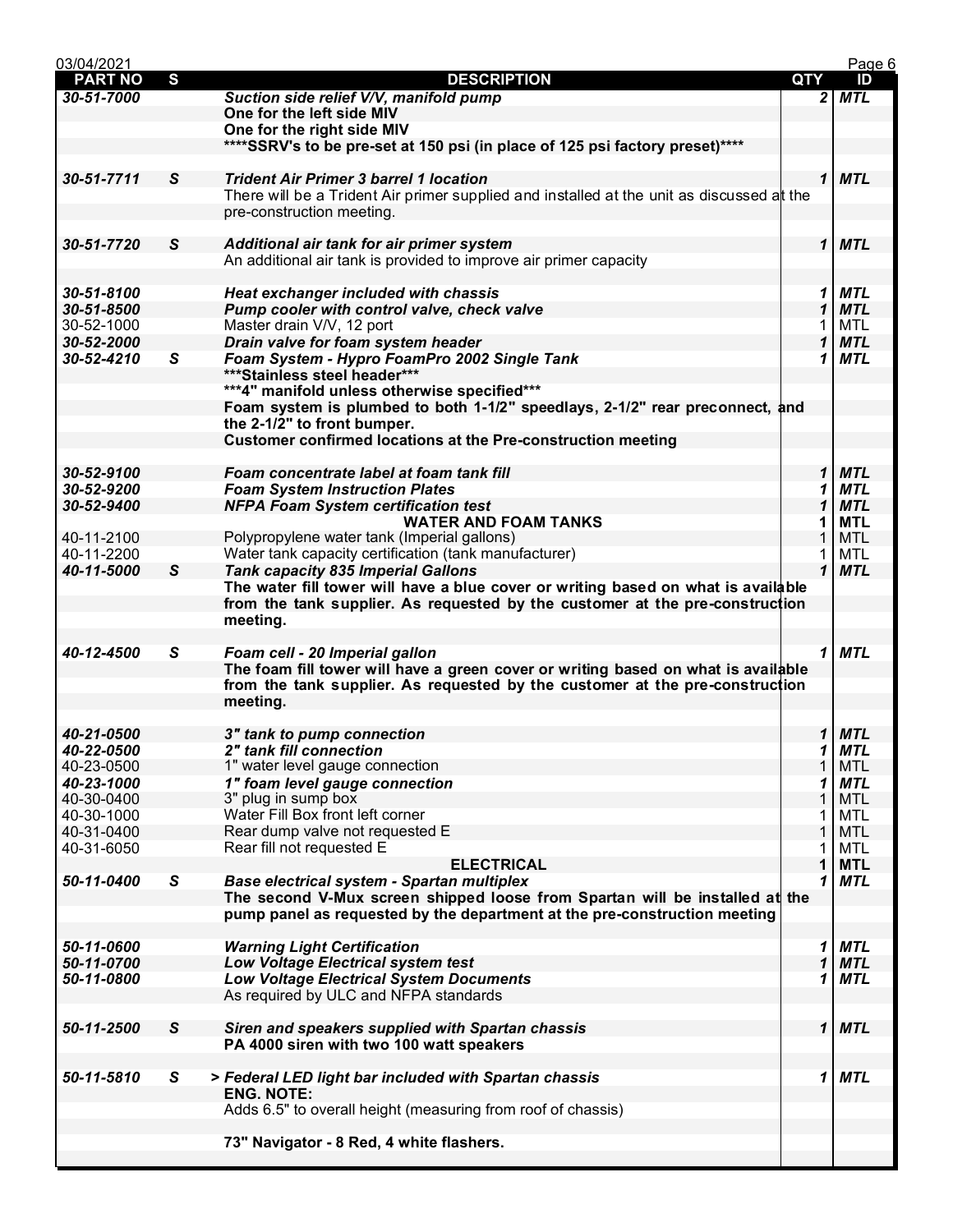| PART NO | S | DESCRIPTION | QTY | ID |
|---|---|---|---|---|
| ***30-51-7000*** | | ***Suction side relief V/V, manifold pump*** | ***2*** | ***MTL*** |
| | | **One for the left side MIV** | | |
| | | **One for the right side MIV** | | |
| | | **\*\*\*\*SSRV's to be pre-set at 150 psi (in place of 125 psi factory preset)\*\*\*\*** | | |
| ***30-51-7711*** | ***S*** | ***Trident Air Primer 3 barrel 1 location*** | ***1*** | ***MTL*** |
| | | There will be a Trident Air primer supplied and installed at the unit as discussed at the pre-construction meeting. | | |
| ***30-51-7720*** | ***S*** | ***Additional air tank for air primer system*** | ***1*** | ***MTL*** |
| | | An additional air tank is provided to improve air primer capacity | | |
| ***30-51-8100*** | | ***Heat exchanger included with chassis*** | ***1*** | ***MTL*** |
| ***30-51-8500*** | | ***Pump cooler with control valve, check valve*** | ***1*** | ***MTL*** |
| 30-52-1000 | | Master drain V/V, 12 port | 1 | MTL |
| ***30-52-2000*** | | ***Drain valve for foam system header*** | ***1*** | ***MTL*** |
| ***30-52-4210*** | ***S*** | ***Foam System - Hypro FoamPro 2002 Single Tank*** | ***1*** | ***MTL*** |
| | | **\*\*\*Stainless steel header\*\*\*** | | |
| | | **\*\*\*4" manifold unless otherwise specified\*\*\*** | | |
| | | **Foam system is plumbed to both 1-1/2" speedlays, 2-1/2" rear preconnect, and the 2-1/2" to front bumper.** | | |
| | | **Customer confirmed locations at the Pre-construction meeting** | | |
| ***30-52-9100*** | | ***Foam concentrate label at foam tank fill*** | ***1*** | ***MTL*** |
| ***30-52-9200*** | | ***Foam System Instruction Plates*** | ***1*** | ***MTL*** |
| ***30-52-9400*** | | ***NFPA Foam System certification test*** | ***1*** | ***MTL*** |
| | | **WATER AND FOAM TANKS** | **1** | **MTL** |
| 40-11-2100 | | Polypropylene water tank (Imperial gallons) | 1 | MTL |
| 40-11-2200 | | Water tank capacity certification (tank manufacturer) | 1 | MTL |
| ***40-11-5000*** | ***S*** | ***Tank capacity 835 Imperial Gallons*** | ***1*** | ***MTL*** |
| | | **The water fill tower will have a blue cover or writing based on what is available from the tank supplier. As requested by the customer at the pre-construction meeting.** | | |
| ***40-12-4500*** | ***S*** | ***Foam cell - 20 Imperial gallon*** | ***1*** | ***MTL*** |
| | | **The foam fill tower will have a green cover or writing based on what is available from the tank supplier. As requested by the customer at the pre-construction meeting.** | | |
| ***40-21-0500*** | | ***3" tank to pump connection*** | ***1*** | ***MTL*** |
| ***40-22-0500*** | | ***2" tank fill connection*** | ***1*** | ***MTL*** |
| 40-23-0500 | | 1" water level gauge connection | 1 | MTL |
| ***40-23-1000*** | | ***1" foam level gauge connection*** | ***1*** | ***MTL*** |
| 40-30-0400 | | 3" plug in sump box | 1 | MTL |
| 40-30-1000 | | Water Fill Box front left corner | 1 | MTL |
| 40-31-0400 | | Rear dump valve not requested E | 1 | MTL |
| 40-31-6050 | | Rear fill not requested E | 1 | MTL |
| | | **ELECTRICAL** | **1** | **MTL** |
| ***50-11-0400*** | ***S*** | ***Base electrical system - Spartan multiplex*** | ***1*** | ***MTL*** |
| | | **The second V-Mux screen shipped loose from Spartan will be installed at the pump panel as requested by the department at the pre-construction meeting** | | |
| ***50-11-0600*** | | ***Warning Light Certification*** | ***1*** | ***MTL*** |
| ***50-11-0700*** | | ***Low Voltage Electrical system test*** | ***1*** | ***MTL*** |
| ***50-11-0800*** | | ***Low Voltage Electrical System Documents*** | ***1*** | ***MTL*** |
| | | As required by ULC and NFPA standards | | |
| ***50-11-2500*** | ***S*** | ***Siren and speakers supplied with Spartan chassis*** | ***1*** | ***MTL*** |
| | | **PA 4000 siren with two 100 watt speakers** | | |
| ***50-11-5810*** | ***S*** | ***> Federal LED light bar included with Spartan chassis*** | ***1*** | ***MTL*** |
| | | **ENG. NOTE:** | | |
| | | Adds 6.5" to overall height (measuring from roof of chassis) | | |
| | | **73" Navigator - 8 Red, 4 white flashers.** | | |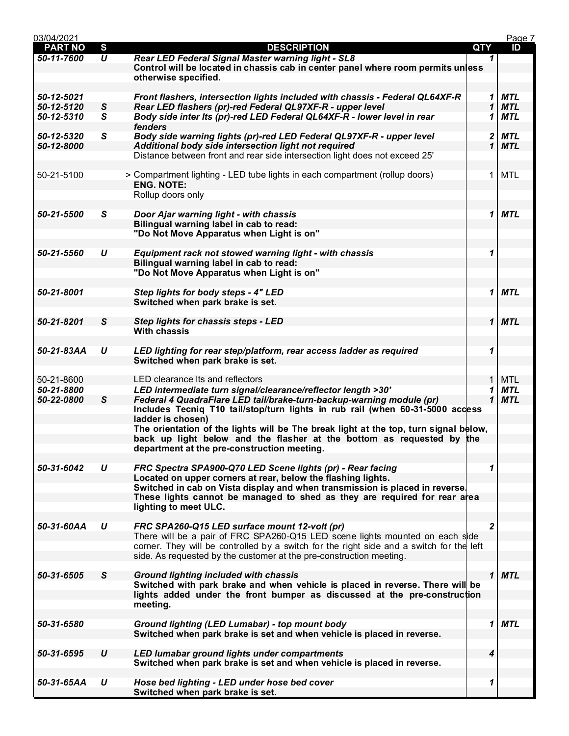| PART NO | S | DESCRIPTION | QTY | ID |
|---|---|---|---|---|
| ***50-11-7600*** | ***U*** | ***Rear LED Federal Signal Master warning light - SL8*** | ***1*** | |
| | | **Control will be located in chassis cab in center panel where room permits unless otherwise specified.** | | |
| ***50-12-5021*** | | ***Front flashers, intersection lights included with chassis - Federal QL64XF-R*** | ***1*** | ***MTL*** |
| ***50-12-5120*** | ***S*** | ***Rear LED flashers (pr)-red Federal QL97XF-R - upper level*** | ***1*** | ***MTL*** |
| ***50-12-5310*** | ***S*** | ***Body side inter lts (pr)-red LED Federal QL64XF-R - lower level in rear fenders*** | ***1*** | ***MTL*** |
| ***50-12-5320*** | ***S*** | ***Body side warning lights (pr)-red LED Federal QL97XF-R - upper level*** | ***2*** | ***MTL*** |
| ***50-12-8000*** | | ***Additional body side intersection light not required*** | ***1*** | ***MTL*** |
| | | Distance between front and rear side intersection light does not exceed 25' | | |
| 50-21-5100 | | > Compartment lighting - LED tube lights in each compartment (rollup doors) | 1 | MTL |
| | | **ENG. NOTE:** | | |
| | | Rollup doors only | | |
| ***50-21-5500*** | ***S*** | ***Door Ajar warning light - with chassis*** | ***1*** | ***MTL*** |
| | | **Bilingual warning label in cab to read:** | | |
| | | **"Do Not Move Apparatus when Light is on"** | | |
| ***50-21-5560*** | ***U*** | ***Equipment rack not stowed warning light - with chassis*** | ***1*** | |
| | | **Bilingual warning label in cab to read:** | | |
| | | **"Do Not Move Apparatus when Light is on"** | | |
| ***50-21-8001*** | | ***Step lights for body steps - 4" LED*** | ***1*** | ***MTL*** |
| | | **Switched when park brake is set.** | | |
| ***50-21-8201*** | ***S*** | ***Step lights for chassis steps - LED*** | ***1*** | ***MTL*** |
| | | **With chassis** | | |
| ***50-21-83AA*** | ***U*** | ***LED lighting for rear step/platform, rear access ladder as required*** | ***1*** | |
| | | **Switched when park brake is set.** | | |
| 50-21-8600 | | LED clearance lts and reflectors | 1 | MTL |
| ***50-21-8800*** | | ***LED intermediate turn signal/clearance/reflector length >30'*** | ***1*** | ***MTL*** |
| ***50-22-0800*** | ***S*** | ***Federal 4 QuadraFlare LED tail/brake-turn-backup-warning module (pr)*** | ***1*** | ***MTL*** |
| | | **Includes Tecniq T10 tail/stop/turn lights in rub rail (when 60-31-5000 access ladder is chosen)** | | |
| | | **The orientation of the lights will be The break light at the top, turn signal below, back up light below and the flasher at the bottom as requested by the department at the pre-construction meeting.** | | |
| ***50-31-6042*** | ***U*** | ***FRC Spectra SPA900-Q70 LED Scene lights (pr) - Rear facing*** | ***1*** | |
| | | **Located on upper corners at rear, below the flashing lights.** | | |
| | | **Switched in cab on Vista display and when transmission is placed in reverse.** | | |
| | | **These lights cannot be managed to shed as they are required for rear area lighting to meet ULC.** | | |
| ***50-31-60AA*** | ***U*** | ***FRC SPA260-Q15 LED surface mount 12-volt (pr)*** | ***2*** | |
| | | There will be a pair of FRC SPA260-Q15 LED scene lights mounted on each side corner. They will be controlled by a switch for the right side and a switch for the left side. As requested by the customer at the pre-construction meeting. | | |
| ***50-31-6505*** | ***S*** | ***Ground lighting included with chassis*** | ***1*** | ***MTL*** |
| | | **Switched with park brake and when vehicle is placed in reverse. There will be lights added under the front bumper as discussed at the pre-construction meeting.** | | |
| ***50-31-6580*** | | ***Ground lighting (LED Lumabar) - top mount body*** | ***1*** | ***MTL*** |
| | | **Switched when park brake is set and when vehicle is placed in reverse.** | | |
| ***50-31-6595*** | ***U*** | ***LED lumabar ground lights under compartments*** | ***4*** | |
| | | **Switched when park brake is set and when vehicle is placed in reverse.** | | |
| ***50-31-65AA*** | ***U*** | ***Hose bed lighting - LED under hose bed cover*** | ***1*** | |
| | | **Switched when park brake is set.** | | |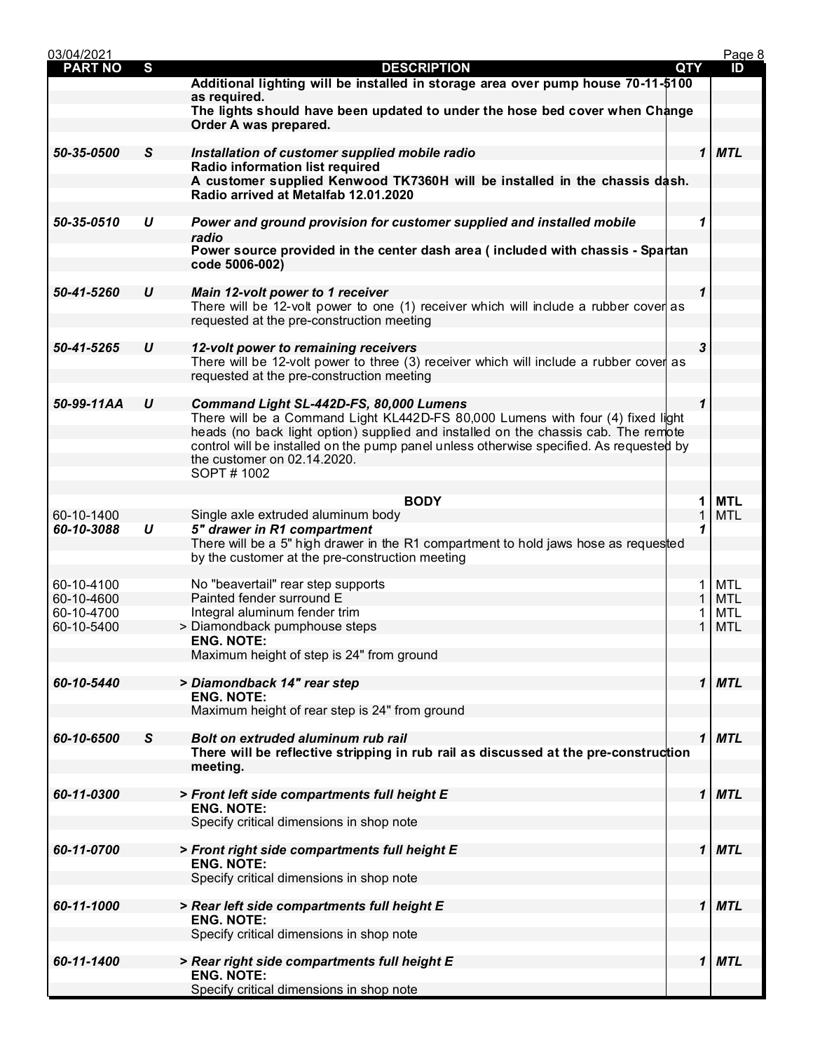| PART NO | S | DESCRIPTION | QTY | ID |
|---|---|---|---|---|
| | | **Additional lighting will be installed in storage area over pump house 70-11-5100 as required.** | | |
| | | **The lights should have been updated to under the hose bed cover when Change Order A was prepared.** | | |
| ***50-35-0500*** | ***S*** | ***Installation of customer supplied mobile radio*** | ***1*** | ***MTL*** |
| | | **Radio information list required** | | |
| | | **A customer supplied Kenwood TK7360H will be installed in the chassis dash. Radio arrived at Metalfab 12.01.2020** | | |
| ***50-35-0510*** | ***U*** | ***Power and ground provision for customer supplied and installed mobile radio*** | ***1*** | |
| | | **Power source provided in the center dash area ( included with chassis - Spartan code 5006-002)** | | |
| ***50-41-5260*** | ***U*** | ***Main 12-volt power to 1 receiver*** | ***1*** | |
| | | There will be 12-volt power to one (1) receiver which will include a rubber cover as requested at the pre-construction meeting | | |
| ***50-41-5265*** | ***U*** | ***12-volt power to remaining receivers*** | ***3*** | |
| | | There will be 12-volt power to three (3) receiver which will include a rubber cover as requested at the pre-construction meeting | | |
| ***50-99-11AA*** | ***U*** | ***Command Light SL-442D-FS, 80,000 Lumens*** | ***1*** | |
| | | There will be a Command Light KL442D-FS 80,000 Lumens with four (4) fixed light heads (no back light option) supplied and installed on the chassis cab. The remote control will be installed on the pump panel unless otherwise specified. As requested by the customer on 02.14.2020. SOPT # 1002 | | |
| | | **BODY** | **1** | **MTL** |
| 60-10-1400 | | Single axle extruded aluminum body | 1 | MTL |
| ***60-10-3088*** | ***U*** | ***5" drawer in R1 compartment*** | ***1*** | |
| | | There will be a 5" high drawer in the R1 compartment to hold jaws hose as requested by the customer at the pre-construction meeting | | |
| 60-10-4100 | | No "beavertail" rear step supports | 1 | MTL |
| 60-10-4600 | | Painted fender surround E | 1 | MTL |
| 60-10-4700 | | Integral aluminum fender trim | 1 | MTL |
| 60-10-5400 | | > Diamondback pumphouse steps | 1 | MTL |
| | | **ENG. NOTE:** | | |
| | | Maximum height of step is 24" from ground | | |
| ***60-10-5440*** | | ***> Diamondback 14" rear step*** | ***1*** | ***MTL*** |
| | | **ENG. NOTE:** | | |
| | | Maximum height of rear step is 24" from ground | | |
| ***60-10-6500*** | ***S*** | ***Bolt on extruded aluminum rub rail*** | ***1*** | ***MTL*** |
| | | **There will be reflective stripping in rub rail as discussed at the pre-construction meeting.** | | |
| ***60-11-0300*** | | ***> Front left side compartments full height E*** | ***1*** | ***MTL*** |
| | | **ENG. NOTE:** | | |
| | | Specify critical dimensions in shop note | | |
| ***60-11-0700*** | | ***> Front right side compartments full height E*** | ***1*** | ***MTL*** |
| | | **ENG. NOTE:** | | |
| | | Specify critical dimensions in shop note | | |
| ***60-11-1000*** | | ***> Rear left side compartments full height E*** | ***1*** | ***MTL*** |
| | | **ENG. NOTE:** | | |
| | | Specify critical dimensions in shop note | | |
| ***60-11-1400*** | | ***> Rear right side compartments full height E*** | ***1*** | ***MTL*** |
| | | **ENG. NOTE:** | | |
| | | Specify critical dimensions in shop note | | |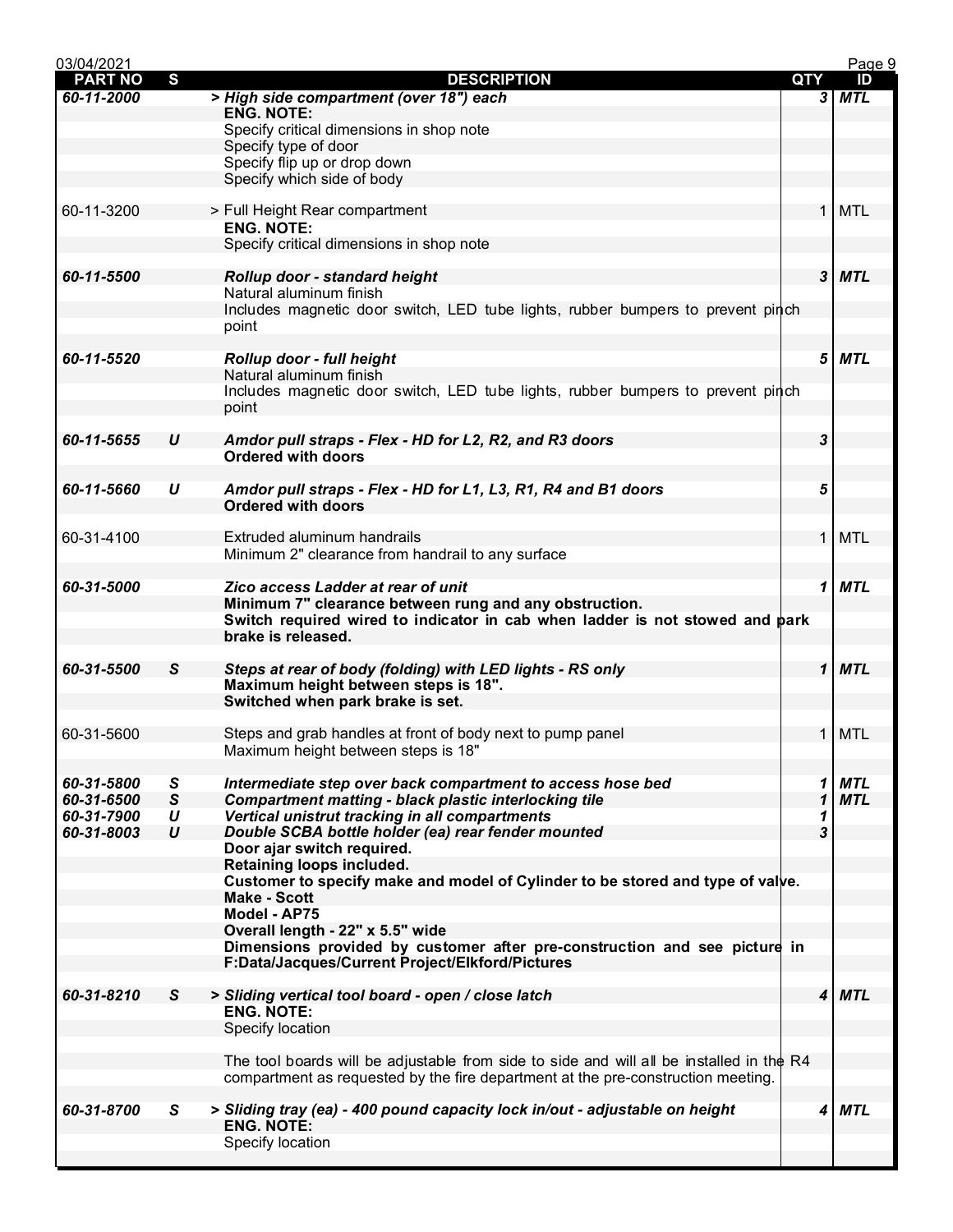| PART NO | S | DESCRIPTION | QTY | ID |
|---|---|---|---|---|
| ***60-11-2000*** | | ***> High side compartment (over 18") each*** | ***3*** | ***MTL*** |
| | | **ENG. NOTE:** | | |
| | | Specify critical dimensions in shop note | | |
| | | Specify type of door | | |
| | | Specify flip up or drop down | | |
| | | Specify which side of body | | |
| 60-11-3200 | | > Full Height Rear compartment | 1 | MTL |
| | | **ENG. NOTE:** | | |
| | | Specify critical dimensions in shop note | | |
| ***60-11-5500*** | | ***Rollup door - standard height*** | ***3*** | ***MTL*** |
| | | Natural aluminum finish | | |
| | | Includes magnetic door switch, LED tube lights, rubber bumpers to prevent pinch point | | |
| ***60-11-5520*** | | ***Rollup door - full height*** | ***5*** | ***MTL*** |
| | | Natural aluminum finish | | |
| | | Includes magnetic door switch, LED tube lights, rubber bumpers to prevent pinch point | | |
| ***60-11-5655*** | ***U*** | ***Amdor pull straps - Flex - HD for L2, R2, and R3 doors*** | ***3*** | |
| | | **Ordered with doors** | | |
| ***60-11-5660*** | ***U*** | ***Amdor pull straps - Flex - HD for L1, L3, R1, R4 and B1 doors*** | ***5*** | |
| | | **Ordered with doors** | | |
| 60-31-4100 | | Extruded aluminum handrails | 1 | MTL |
| | | Minimum 2" clearance from handrail to any surface | | |
| ***60-31-5000*** | | ***Zico access Ladder at rear of unit*** | ***1*** | ***MTL*** |
| | | **Minimum 7" clearance between rung and any obstruction.** | | |
| | | **Switch required wired to indicator in cab when ladder is not stowed and park brake is released.** | | |
| ***60-31-5500*** | ***S*** | ***Steps at rear of body (folding) with LED lights - RS only*** | ***1*** | ***MTL*** |
| | | **Maximum height between steps is 18".** | | |
| | | **Switched when park brake is set.** | | |
| 60-31-5600 | | Steps and grab handles at front of body next to pump panel | 1 | MTL |
| | | Maximum height between steps is 18" | | |
| ***60-31-5800*** | ***S*** | ***Intermediate step over back compartment to access hose bed*** | ***1*** | ***MTL*** |
| ***60-31-6500*** | ***S*** | ***Compartment matting - black plastic interlocking tile*** | ***1*** | ***MTL*** |
| ***60-31-7900*** | ***U*** | ***Vertical unistrut tracking in all compartments*** | ***1*** | |
| ***60-31-8003*** | ***U*** | ***Double SCBA bottle holder (ea) rear fender mounted*** | ***3*** | |
| | | **Door ajar switch required.** | | |
| | | **Retaining loops included.** | | |
| | | **Customer to specify make and model of Cylinder to be stored and type of valve.** | | |
| | | **Make - Scott** | | |
| | | **Model - AP75** | | |
| | | **Overall length - 22" x 5.5" wide** | | |
| | | **Dimensions provided by customer after pre-construction and see picture in F:Data/Jacques/Current Project/Elkford/Pictures** | | |
| ***60-31-8210*** | ***S*** | ***> Sliding vertical tool board - open / close latch*** | ***4*** | ***MTL*** |
| | | **ENG. NOTE:** | | |
| | | Specify location | | |
| | | The tool boards will be adjustable from side to side and will all be installed in the R4 compartment as requested by the fire department at the pre-construction meeting. | | |
| ***60-31-8700*** | ***S*** | ***> Sliding tray (ea) - 400 pound capacity lock in/out - adjustable on height*** | ***4*** | ***MTL*** |
| | | **ENG. NOTE:** | | |
| | | Specify location | | |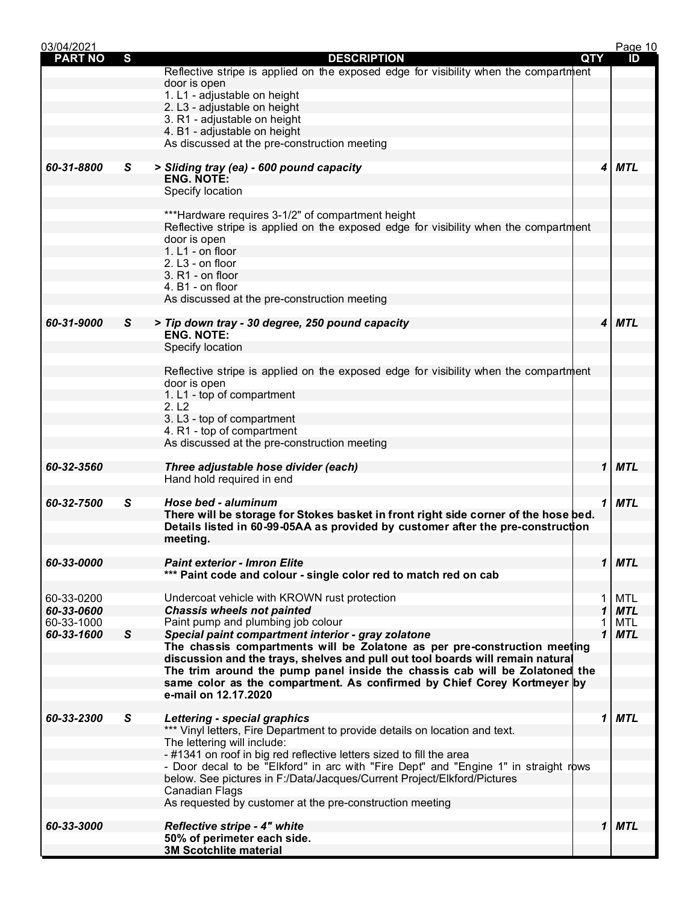| PART NO | S | DESCRIPTION | QTY | ID |
|---|---|---|---|---|
| | | Reflective stripe is applied on the exposed edge for visibility when the compartment door is open | | |
| | | 1. L1 - adjustable on height | | |
| | | 2. L3 - adjustable on height | | |
| | | 3. R1 - adjustable on height | | |
| | | 4. B1 - adjustable on height | | |
| | | As discussed at the pre-construction meeting | | |
| | | | | |
| ***60-31-8800*** | ***S*** | ***> Sliding tray (ea) - 600 pound capacity*** | ***4*** | ***MTL*** |
| | | **ENG. NOTE:** | | |
| | | Specify location | | |
| | | | | |
| | | ***Hardware requires 3-1/2" of compartment height | | |
| | | Reflective stripe is applied on the exposed edge for visibility when the compartment door is open | | |
| | | 1. L1 - on floor | | |
| | | 2. L3 - on floor | | |
| | | 3. R1 - on floor | | |
| | | 4. B1 - on floor | | |
| | | As discussed at the pre-construction meeting | | |
| | | | | |
| ***60-31-9000*** | ***S*** | ***> Tip down tray - 30 degree, 250 pound capacity*** | ***4*** | ***MTL*** |
| | | **ENG. NOTE:** | | |
| | | Specify location | | |
| | | | | |
| | | Reflective stripe is applied on the exposed edge for visibility when the compartment door is open | | |
| | | 1. L1 - top of compartment | | |
| | | 2. L2 | | |
| | | 3. L3 - top of compartment | | |
| | | 4. R1 - top of compartment | | |
| | | As discussed at the pre-construction meeting | | |
| | | | | |
| ***60-32-3560*** | | ***Three adjustable hose divider (each)*** | ***1*** | ***MTL*** |
| | | Hand hold required in end | | |
| | | | | |
| ***60-32-7500*** | ***S*** | ***Hose bed - aluminum*** | ***1*** | ***MTL*** |
| | | **There will be storage for Stokes basket in front right side corner of the hose bed. Details listed in 60-99-05AA as provided by customer after the pre-construction meeting.** | | |
| | | | | |
| ***60-33-0000*** | | ***Paint exterior - Imron Elite*** | ***1*** | ***MTL*** |
| | | **\*\*\* Paint code and colour - single color red to match red on cab** | | |
| | | | | |
| 60-33-0200 | | Undercoat vehicle with KROWN rust protection | 1 | MTL |
| ***60-33-0600*** | | ***Chassis wheels not painted*** | ***1*** | ***MTL*** |
| 60-33-1000 | | Paint pump and plumbing job colour | 1 | MTL |
| ***60-33-1600*** | ***S*** | ***Special paint compartment interior - gray zolatone*** | ***1*** | ***MTL*** |
| | | **The chassis compartments will be Zolatone as per pre-construction meeting discussion and the trays, shelves and pull out tool boards will remain natural The trim around the pump panel inside the chassis cab will be Zolatoned the same color as the compartment. As confirmed by Chief Corey Kortmeyer by e-mail on 12.17.2020** | | |
| | | | | |
| ***60-33-2300*** | ***S*** | ***Lettering - special graphics*** | ***1*** | ***MTL*** |
| | | *** Vinyl letters, Fire Department to provide details on location and text. | | |
| | | The lettering will include: | | |
| | | - #1341 on roof in big red reflective letters sized to fill the area | | |
| | | - Door decal to be "Elkford" in arc with "Fire Dept" and "Engine 1" in straight rows below. See pictures in F:/Data/Jacques/Current Project/Elkford/Pictures | | |
| | | Canadian Flags | | |
| | | As requested by customer at the pre-construction meeting | | |
| | | | | |
| ***60-33-3000*** | | ***Reflective stripe - 4" white*** | ***1*** | ***MTL*** |
| | | **50% of perimeter each side.** | | |
| | | **3M Scotchlite material** | | |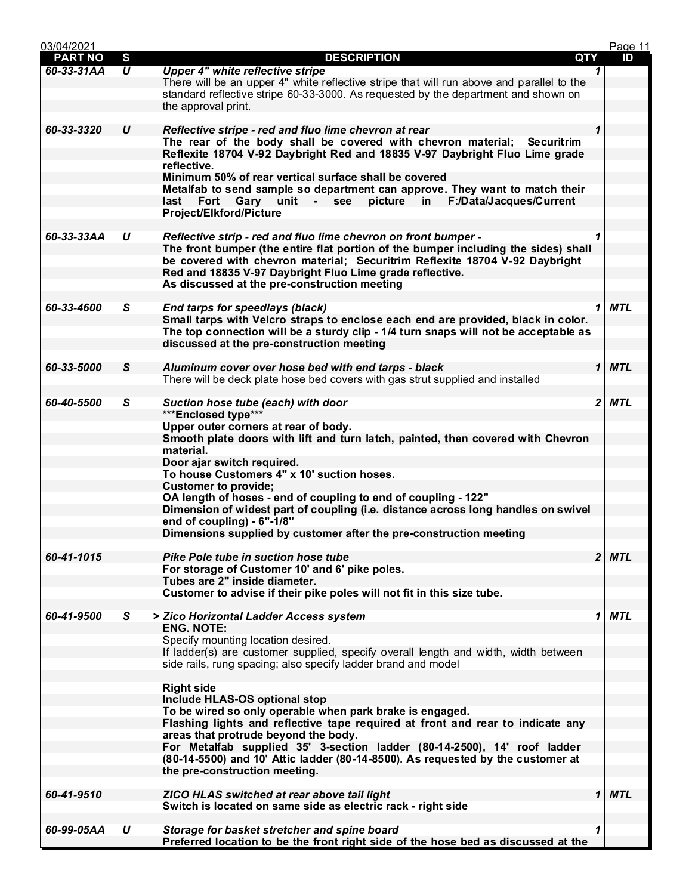| PART NO | S | DESCRIPTION | QTY | ID |
|---|---|---|---|---|
| *60-33-31AA* | *U* | ***Upper 4" white reflective stripe***<br>There will be an upper 4" white reflective stripe that will run above and parallel to the standard reflective stripe 60-33-3000. As requested by the department and shown on the approval print. | *1* | |
| *60-33-3320* | *U* | ***Reflective stripe - red and fluo lime chevron at rear***<br>**The rear of the body shall be covered with chevron material; Securitrim Reflexite 18704 V-92 Daybright Red and 18835 V-97 Daybright Fluo Lime grade reflective.**<br>**Minimum 50% of rear vertical surface shall be covered**<br>**Metalfab to send sample so department can approve. They want to match their last Fort Gary unit - see picture in F:/Data/Jacques/Current Project/Elkford/Picture** | *1* | |
| *60-33-33AA* | *U* | ***Reflective strip - red and fluo lime chevron on front bumper -***<br>**The front bumper (the entire flat portion of the bumper including the sides) shall be covered with chevron material; Securitrim Reflexite 18704 V-92 Daybright Red and 18835 V-97 Daybright Fluo Lime grade reflective.**<br>**As discussed at the pre-construction meeting** | *1* | |
| *60-33-4600* | *S* | ***End tarps for speedlays (black)***<br>**Small tarps with Velcro straps to enclose each end are provided, black in color. The top connection will be a sturdy clip - 1/4 turn snaps will not be acceptable as discussed at the pre-construction meeting** | *1* | *MTL* |
| *60-33-5000* | *S* | ***Aluminum cover over hose bed with end tarps - black***<br>There will be deck plate hose bed covers with gas strut supplied and installed | *1* | *MTL* |
| *60-40-5500* | *S* | ***Suction hose tube (each) with door***<br>**\*\*\*Enclosed type\*\*\***<br>**Upper outer corners at rear of body.**<br>**Smooth plate doors with lift and turn latch, painted, then covered with Chevron material.**<br>**Door ajar switch required.**<br>**To house Customers 4" x 10' suction hoses.**<br>**Customer to provide;**<br>**OA length of hoses - end of coupling to end of coupling - 122"**<br>**Dimension of widest part of coupling (i.e. distance across long handles on swivel end of coupling) - 6"-1/8"**<br>**Dimensions supplied by customer after the pre-construction meeting** | *2* | *MTL* |
| *60-41-1015* | | ***Pike Pole tube in suction hose tube***<br>**For storage of Customer 10' and 6' pike poles.**<br>**Tubes are 2" inside diameter.**<br>**Customer to advise if their pike poles will not fit in this size tube.** | *2* | *MTL* |
| *60-41-9500* | *S* | ***> Zico Horizontal Ladder Access system***<br>**ENG. NOTE:**<br>Specify mounting location desired.<br>If ladder(s) are customer supplied, specify overall length and width, width between side rails, rung spacing; also specify ladder brand and model<br><br>**Right side**<br>**Include HLAS-OS optional stop**<br>**To be wired so only operable when park brake is engaged.**<br>**Flashing lights and reflective tape required at front and rear to indicate any areas that protrude beyond the body.**<br>**For Metalfab supplied 35' 3-section ladder (80-14-2500), 14' roof ladder (80-14-5500) and 10' Attic ladder (80-14-8500). As requested by the customer at the pre-construction meeting.** | *1* | *MTL* |
| *60-41-9510* | | ***ZICO HLAS switched at rear above tail light***<br>**Switch is located on same side as electric rack - right side** | *1* | *MTL* |
| *60-99-05AA* | *U* | ***Storage for basket stretcher and spine board***<br>**Preferred location to be the front right side of the hose bed as discussed at the** | *1* | |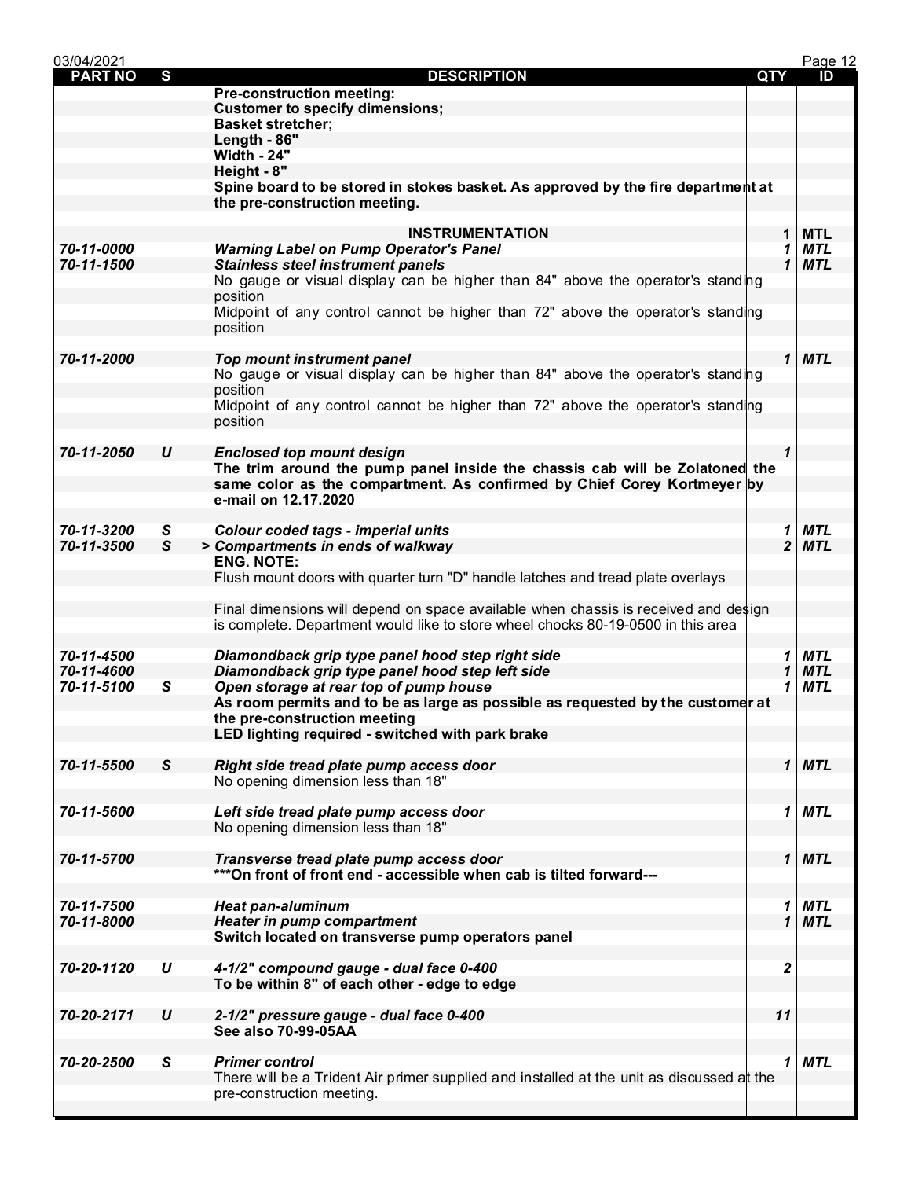| PART NO | S | DESCRIPTION | QTY | ID |
|---|---|---|---|---|
| | | **Pre-construction meeting:** | | |
| | | **Customer to specify dimensions;** | | |
| | | **Basket stretcher;** | | |
| | | **Length - 86"** | | |
| | | **Width - 24"** | | |
| | | **Height - 8"** | | |
| | | **Spine board to be stored in stokes basket. As approved by the fire department at the pre-construction meeting.** | | |
| | | **INSTRUMENTATION** | 1 | MTL |
| *70-11-0000* | | ***Warning Label on Pump Operator's Panel*** | *1* | *MTL* |
| *70-11-1500* | | ***Stainless steel instrument panels*** | *1* | *MTL* |
| | | No gauge or visual display can be higher than 84" above the operator's standing position | | |
| | | Midpoint of any control cannot be higher than 72" above the operator's standing position | | |
| *70-11-2000* | | ***Top mount instrument panel*** | *1* | *MTL* |
| | | No gauge or visual display can be higher than 84" above the operator's standing position | | |
| | | Midpoint of any control cannot be higher than 72" above the operator's standing position | | |
| *70-11-2050* | *U* | ***Enclosed top mount design*** | *1* | |
| | | **The trim around the pump panel inside the chassis cab will be Zolatoned the same color as the compartment. As confirmed by Chief Corey Kortmeyer by e-mail on 12.17.2020** | | |
| *70-11-3200* | *S* | ***Colour coded tags - imperial units*** | *1* | *MTL* |
| *70-11-3500* | *S* | ***> Compartments in ends of walkway*** | *2* | *MTL* |
| | | **ENG. NOTE:** | | |
| | | Flush mount doors with quarter turn "D" handle latches and tread plate overlays | | |
| | | Final dimensions will depend on space available when chassis is received and design is complete. Department would like to store wheel chocks 80-19-0500 in this area | | |
| *70-11-4500* | | ***Diamondback grip type panel hood step right side*** | *1* | *MTL* |
| *70-11-4600* | | ***Diamondback grip type panel hood step left side*** | *1* | *MTL* |
| *70-11-5100* | *S* | ***Open storage at rear top of pump house*** | *1* | *MTL* |
| | | **As room permits and to be as large as possible as requested by the customer at the pre-construction meeting** | | |
| | | **LED lighting required - switched with park brake** | | |
| *70-11-5500* | *S* | ***Right side tread plate pump access door*** | *1* | *MTL* |
| | | No opening dimension less than 18" | | |
| *70-11-5600* | | ***Left side tread plate pump access door*** | *1* | *MTL* |
| | | No opening dimension less than 18" | | |
| *70-11-5700* | | ***Transverse tread plate pump access door*** | *1* | *MTL* |
| | | **\*\*\*On front of front end - accessible when cab is tilted forward---** | | |
| *70-11-7500* | | ***Heat pan-aluminum*** | *1* | *MTL* |
| *70-11-8000* | | ***Heater in pump compartment*** | *1* | *MTL* |
| | | **Switch located on transverse pump operators panel** | | |
| *70-20-1120* | *U* | ***4-1/2" compound gauge - dual face 0-400*** | *2* | |
| | | **To be within 8" of each other - edge to edge** | | |
| *70-20-2171* | *U* | ***2-1/2" pressure gauge - dual face 0-400*** | *11* | |
| | | **See also 70-99-05AA** | | |
| *70-20-2500* | *S* | ***Primer control*** | *1* | *MTL* |
| | | There will be a Trident Air primer supplied and installed at the unit as discussed at the pre-construction meeting. | | |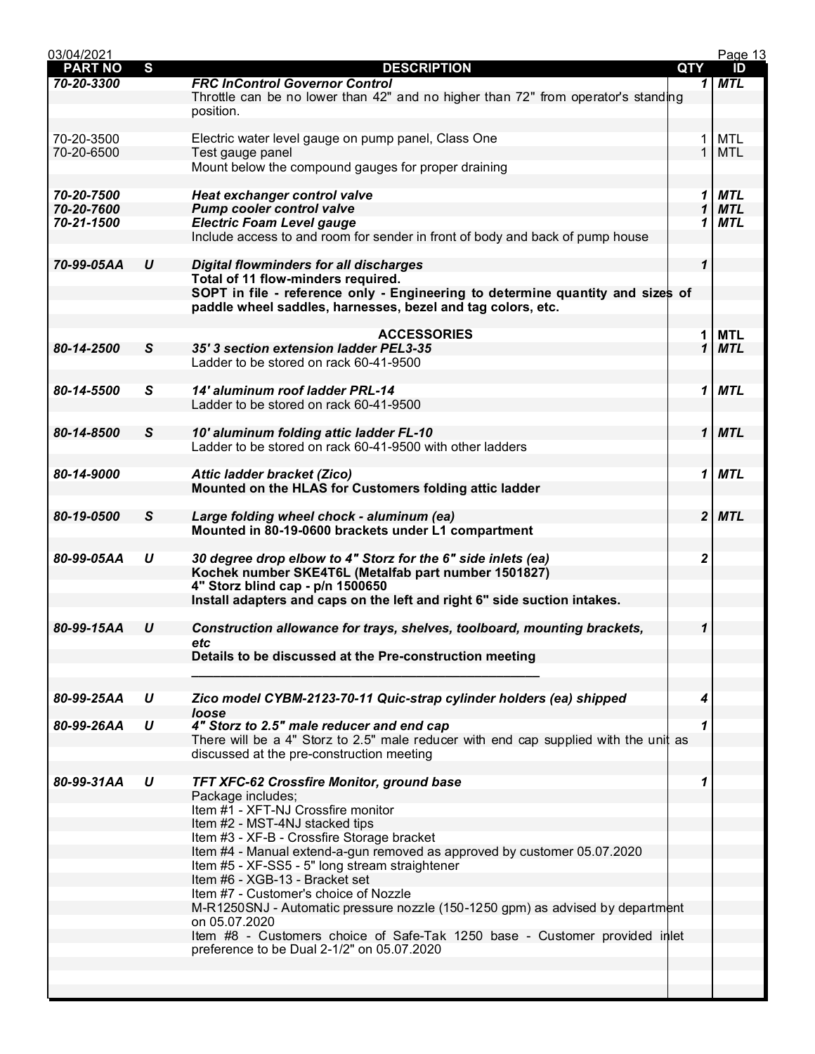| PART NO | S | DESCRIPTION | QTY | ID |
|---|---|---|---|---|
| ***70-20-3300*** | | ***FRC InControl Governor Control*** | ***1*** | ***MTL*** |
| | | Throttle can be no lower than 42" and no higher than 72" from operator's standing position. | | |
| 70-20-3500 | | Electric water level gauge on pump panel, Class One | 1 | MTL |
| 70-20-6500 | | Test gauge panel | 1 | MTL |
| | | Mount below the compound gauges for proper draining | | |
| ***70-20-7500*** | | ***Heat exchanger control valve*** | ***1*** | ***MTL*** |
| ***70-20-7600*** | | ***Pump cooler control valve*** | ***1*** | ***MTL*** |
| ***70-21-1500*** | | ***Electric Foam Level gauge*** | ***1*** | ***MTL*** |
| | | Include access to and room for sender in front of body and back of pump house | | |
| ***70-99-05AA*** | ***U*** | ***Digital flowminders for all discharges*** | ***1*** | |
| | | **Total of 11 flow-minders required.** | | |
| | | **SOPT in file - reference only - Engineering to determine quantity and sizes of paddle wheel saddles, harnesses, bezel and tag colors, etc.** | | |
| | | **ACCESSORIES** | 1 | MTL |
| ***80-14-2500*** | ***S*** | ***35' 3 section extension ladder PEL3-35*** | ***1*** | ***MTL*** |
| | | Ladder to be stored on rack 60-41-9500 | | |
| ***80-14-5500*** | ***S*** | ***14' aluminum roof ladder PRL-14*** | ***1*** | ***MTL*** |
| | | Ladder to be stored on rack 60-41-9500 | | |
| ***80-14-8500*** | ***S*** | ***10' aluminum folding attic ladder FL-10*** | ***1*** | ***MTL*** |
| | | Ladder to be stored on rack 60-41-9500 with other ladders | | |
| ***80-14-9000*** | | ***Attic ladder bracket (Zico)*** | ***1*** | ***MTL*** |
| | | **Mounted on the HLAS for Customers folding attic ladder** | | |
| ***80-19-0500*** | ***S*** | ***Large folding wheel chock - aluminum (ea)*** | ***2*** | ***MTL*** |
| | | **Mounted in 80-19-0600 brackets under L1 compartment** | | |
| ***80-99-05AA*** | ***U*** | ***30 degree drop elbow to 4" Storz for the 6" side inlets (ea)*** | ***2*** | |
| | | **Kochek number SKE4T6L (Metalfab part number 1501827)** | | |
| | | **4" Storz blind cap - p/n 1500650** | | |
| | | **Install adapters and caps on the left and right 6" side suction intakes.** | | |
| ***80-99-15AA*** | ***U*** | ***Construction allowance for trays, shelves, toolboard, mounting brackets, etc*** | ***1*** | |
| | | **Details to be discussed at the Pre-construction meeting** | | |
| | | **______________________________________________** | | |
| ***80-99-25AA*** | ***U*** | ***Zico model CYBM-2123-70-11 Quic-strap cylinder holders (ea) shipped loose*** | ***4*** | |
| ***80-99-26AA*** | ***U*** | ***4" Storz to 2.5" male reducer and end cap*** | ***1*** | |
| | | There will be a 4" Storz to 2.5" male reducer with end cap supplied with the unit as discussed at the pre-construction meeting | | |
| ***80-99-31AA*** | ***U*** | ***TFT XFC-62 Crossfire Monitor, ground base*** | ***1*** | |
| | | Package includes; | | |
| | | Item #1 - XFT-NJ Crossfire monitor | | |
| | | Item #2 - MST-4NJ stacked tips | | |
| | | Item #3 - XF-B - Crossfire Storage bracket | | |
| | | Item #4 - Manual extend-a-gun removed as approved by customer 05.07.2020 | | |
| | | Item #5 - XF-SS5 - 5" long stream straightener | | |
| | | Item #6 - XGB-13 - Bracket set | | |
| | | Item #7 - Customer's choice of Nozzle | | |
| | | M-R1250SNJ - Automatic pressure nozzle (150-1250 gpm) as advised by department on 05.07.2020 | | |
| | | Item #8 - Customers choice of Safe-Tak 1250 base - Customer provided inlet preference to be Dual 2-1/2" on 05.07.2020 | | |